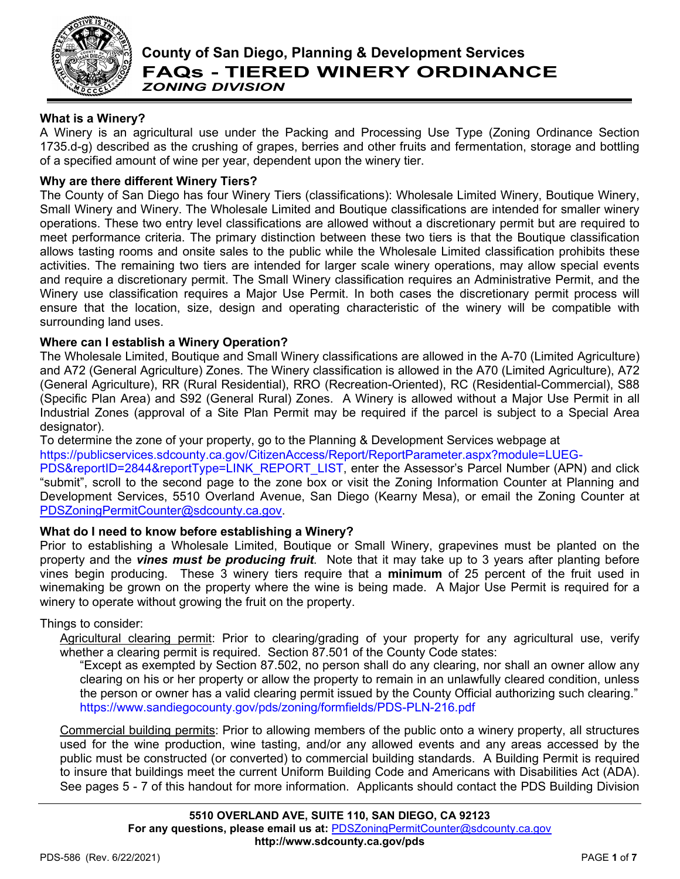# County of San Diego, Planning & Development Services

## FAQs - TIERED WINERY ORDINANCE

### *ZONING DIVISION*

**What is a Winery?**

A Winery is an agricultural use under the Packing and Processing Use Type (Zoning Ordinance Section 1735.d-g) described as the crushing of grapes, berries and other fruits and fermentation, storage and bottling of a specified amount of wine per year, dependent upon the winery tier.

**Why are there different Winery Tiers?**

The County of San Diego has four Winery Tiers (classifications): Wholesale Limited Winery, Boutique Winery, Small Winery and Winery. The Wholesale Limited and Boutique classifications are intended for smaller winery operations. These two entry level classifications are allowed without a discretionary permit but are required to meet performance criteria. The primary distinction between these two tiers is that the Boutique classification allows tasting rooms and onsite sales to the public while the Wholesale Limited classification prohibits these activities. The remaining two tiers are intended for larger scale winery operations, may allow special events and require a discretionary permit. The Small Winery classification requires an Administrative Permit, and the Winery use classification requires a Major Use Permit. In both cases the discretionary permit process will ensure that the location, size, design and operating characteristic of the winery will be compatible with surrounding land uses.

**Where can I establish a Winery Operation?**

The Wholesale Limited, Boutique and Small Winery classifications are allowed in the A-70 (Limited Agriculture) and A72 (General Agriculture) Zones. The Winery classification is allowed in the A70 (Limited Agriculture), A72 (General Agriculture), RR (Rural Residential), RRO (Recreation-Oriented), RC (Residential-Commercial), S88 (Specific Plan Area) and S92 (General Rural) Zones. A Winery is allowed without a Major Use Permit in all Industrial Zones (approval of a Site Plan Permit may be required if the parcel is subject to a Special Area designator).

To determine the zone of your property, go to the Planning & Development Services webpage at https://publicservices.sdcounty.ca.gov/CitizenAccess/Report/ReportParameter.aspx?module=LUEG-PDS&reportID=2844&reportType=LINK_REPORT_LIST, enter the Assessor's Parcel Number (APN) and click "submit", scroll to the second page to the zone box or visit the Zoning Information Counter at Planning and Development Services, 5510 Overland Avenue, San Diego (Kearny Mesa), or email the Zoning Counter at PDSZoningPermitCounter@sdcounty.ca.gov.

**What do I need to know before establishing a Winery?**

Prior to establishing a Wholesale Limited, Boutique or Small Winery, grapevines must be planted on the property and the ***vines must be producing fruit***. Note that it may take up to 3 years after planting before vines begin producing. These 3 winery tiers require that a **minimum** of 25 percent of the fruit used in winemaking be grown on the property where the wine is being made. A Major Use Permit is required for a winery to operate without growing the fruit on the property.

Things to consider:

Agricultural clearing permit: Prior to clearing/grading of your property for any agricultural use, verify whether a clearing permit is required. Section 87.501 of the County Code states:

> "Except as exempted by Section 87.502, no person shall do any clearing, nor shall an owner allow any clearing on his or her property or allow the property to remain in an unlawfully cleared condition, unless the person or owner has a valid clearing permit issued by the County Official authorizing such clearing." https://www.sandiegocounty.gov/pds/zoning/formfields/PDS-PLN-216.pdf

Commercial building permits: Prior to allowing members of the public onto a winery property, all structures used for the wine production, wine tasting, and/or any allowed events and any areas accessed by the public must be constructed (or converted) to commercial building standards. A Building Permit is required to insure that buildings meet the current Uniform Building Code and Americans with Disabilities Act (ADA). See pages 5 - 7 of this handout for more information. Applicants should contact the PDS Building Division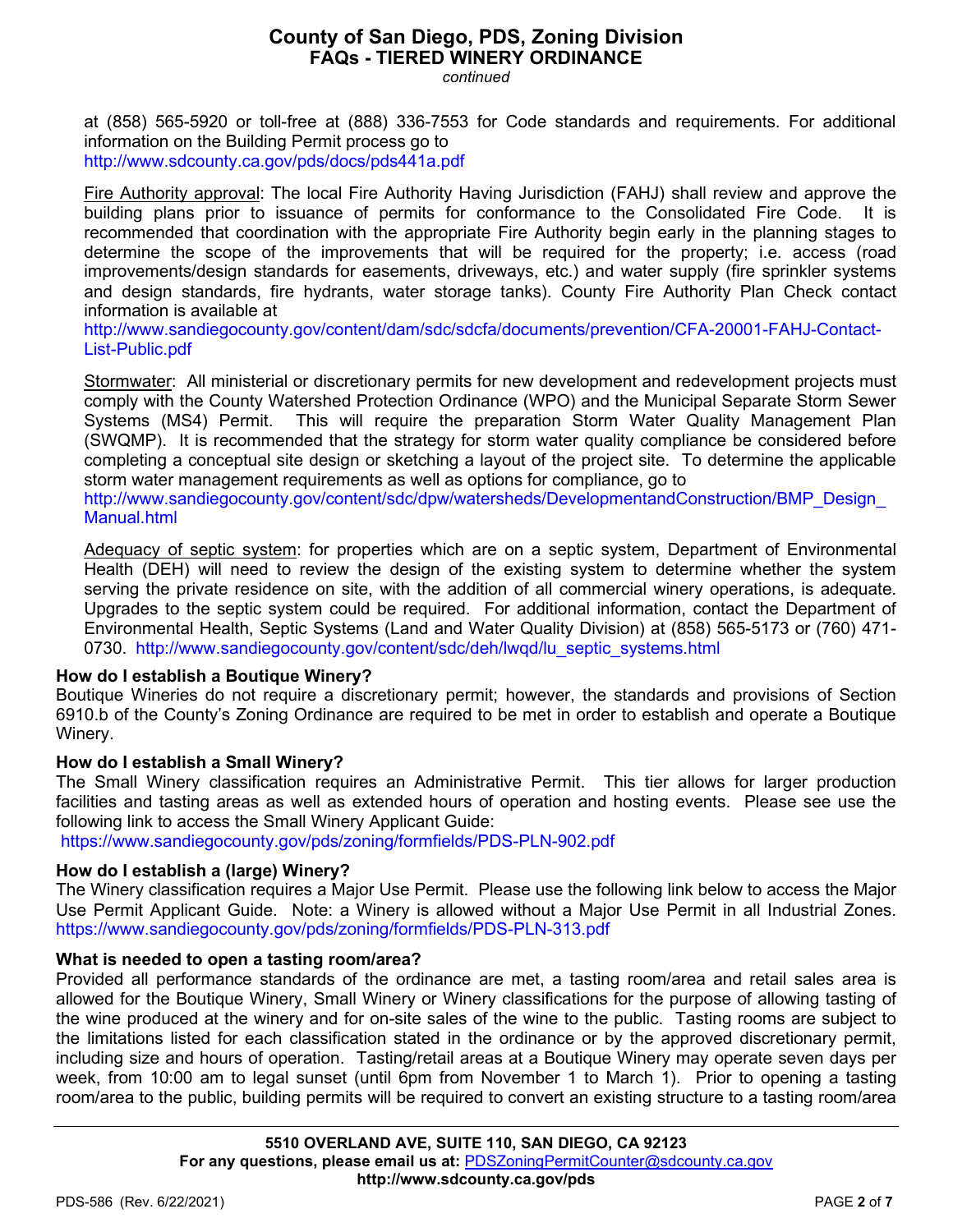at (858) 565-5920 or toll-free at (888) 336-7553 for Code standards and requirements. For additional information on the Building Permit process go to
http://www.sdcounty.ca.gov/pds/docs/pds441a.pdf

Fire Authority approval: The local Fire Authority Having Jurisdiction (FAHJ) shall review and approve the building plans prior to issuance of permits for conformance to the Consolidated Fire Code. It is recommended that coordination with the appropriate Fire Authority begin early in the planning stages to determine the scope of the improvements that will be required for the property; i.e. access (road improvements/design standards for easements, driveways, etc.) and water supply (fire sprinkler systems and design standards, fire hydrants, water storage tanks). County Fire Authority Plan Check contact information is available at
http://www.sandiegocounty.gov/content/dam/sdc/sdcfa/documents/prevention/CFA-20001-FAHJ-Contact-List-Public.pdf

Stormwater: All ministerial or discretionary permits for new development and redevelopment projects must comply with the County Watershed Protection Ordinance (WPO) and the Municipal Separate Storm Sewer Systems (MS4) Permit. This will require the preparation Storm Water Quality Management Plan (SWQMP). It is recommended that the strategy for storm water quality compliance be considered before completing a conceptual site design or sketching a layout of the project site. To determine the applicable storm water management requirements as well as options for compliance, go to
http://www.sandiegocounty.gov/content/sdc/dpw/watersheds/DevelopmentandConstruction/BMP_Design_Manual.html

Adequacy of septic system: for properties which are on a septic system, Department of Environmental Health (DEH) will need to review the design of the existing system to determine whether the system serving the private residence on site, with the addition of all commercial winery operations, is adequate. Upgrades to the septic system could be required. For additional information, contact the Department of Environmental Health, Septic Systems (Land and Water Quality Division) at (858) 565-5173 or (760) 471-0730. http://www.sandiegocounty.gov/content/sdc/deh/lwqd/lu_septic_systems.html

**How do I establish a Boutique Winery?**

Boutique Wineries do not require a discretionary permit; however, the standards and provisions of Section 6910.b of the County's Zoning Ordinance are required to be met in order to establish and operate a Boutique Winery.

**How do I establish a Small Winery?**

The Small Winery classification requires an Administrative Permit. This tier allows for larger production facilities and tasting areas as well as extended hours of operation and hosting events. Please see use the following link to access the Small Winery Applicant Guide:
https://www.sandiegocounty.gov/pds/zoning/formfields/PDS-PLN-902.pdf

**How do I establish a (large) Winery?**

The Winery classification requires a Major Use Permit. Please use the following link below to access the Major Use Permit Applicant Guide. Note: a Winery is allowed without a Major Use Permit in all Industrial Zones.
https://www.sandiegocounty.gov/pds/zoning/formfields/PDS-PLN-313.pdf

**What is needed to open a tasting room/area?**

Provided all performance standards of the ordinance are met, a tasting room/area and retail sales area is allowed for the Boutique Winery, Small Winery or Winery classifications for the purpose of allowing tasting of the wine produced at the winery and for on-site sales of the wine to the public. Tasting rooms are subject to the limitations listed for each classification stated in the ordinance or by the approved discretionary permit, including size and hours of operation. Tasting/retail areas at a Boutique Winery may operate seven days per week, from 10:00 am to legal sunset (until 6pm from November 1 to March 1). Prior to opening a tasting room/area to the public, building permits will be required to convert an existing structure to a tasting room/area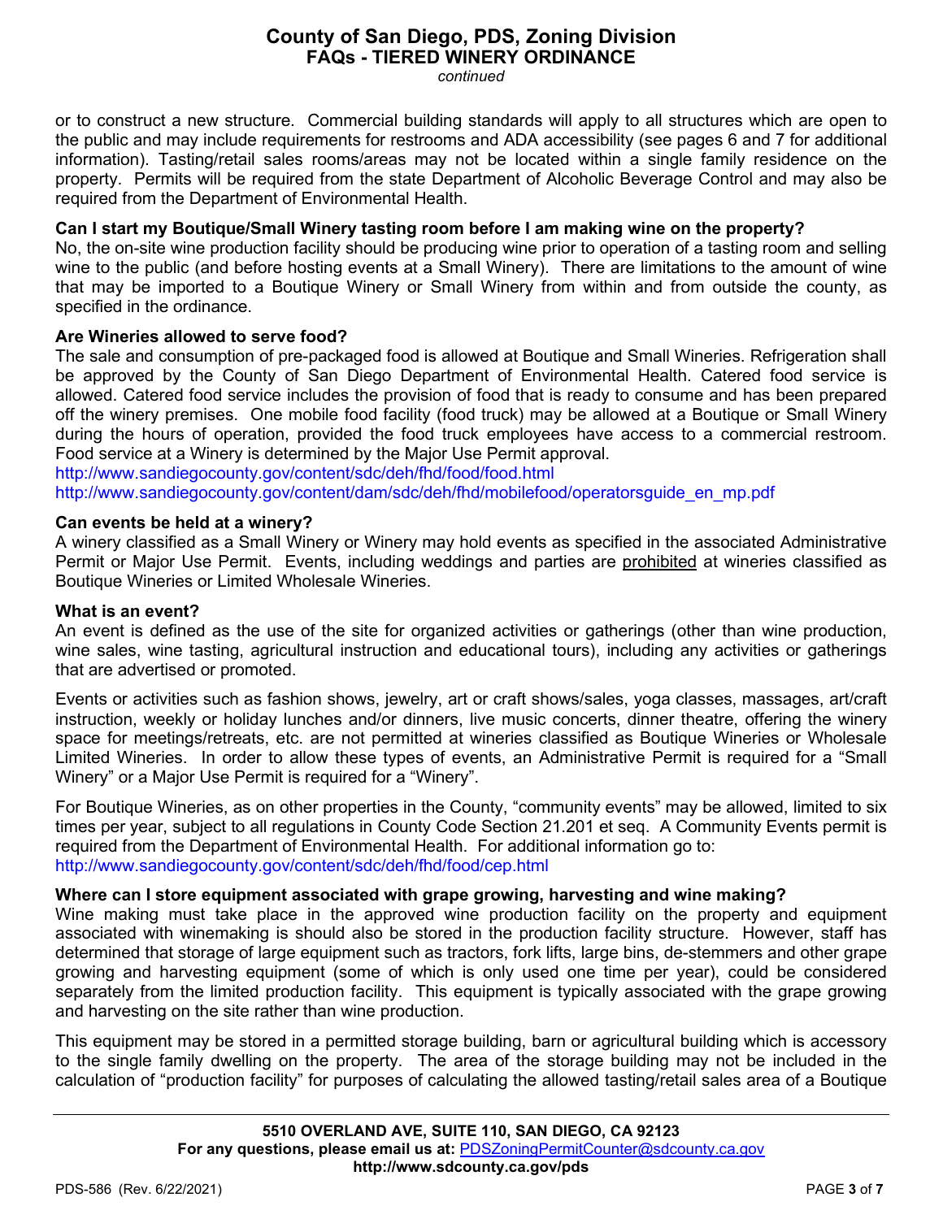or to construct a new structure. Commercial building standards will apply to all structures which are open to the public and may include requirements for restrooms and ADA accessibility (see pages 6 and 7 for additional information). Tasting/retail sales rooms/areas may not be located within a single family residence on the property. Permits will be required from the state Department of Alcoholic Beverage Control and may also be required from the Department of Environmental Health.

**Can I start my Boutique/Small Winery tasting room before I am making wine on the property?**
No, the on-site wine production facility should be producing wine prior to operation of a tasting room and selling wine to the public (and before hosting events at a Small Winery). There are limitations to the amount of wine that may be imported to a Boutique Winery or Small Winery from within and from outside the county, as specified in the ordinance.

**Are Wineries allowed to serve food?**
The sale and consumption of pre-packaged food is allowed at Boutique and Small Wineries. Refrigeration shall be approved by the County of San Diego Department of Environmental Health. Catered food service is allowed. Catered food service includes the provision of food that is ready to consume and has been prepared off the winery premises. One mobile food facility (food truck) may be allowed at a Boutique or Small Winery during the hours of operation, provided the food truck employees have access to a commercial restroom. Food service at a Winery is determined by the Major Use Permit approval.
http://www.sandiegocounty.gov/content/sdc/deh/fhd/food/food.html
http://www.sandiegocounty.gov/content/dam/sdc/deh/fhd/mobilefood/operatorsguide_en_mp.pdf

**Can events be held at a winery?**
A winery classified as a Small Winery or Winery may hold events as specified in the associated Administrative Permit or Major Use Permit. Events, including weddings and parties are <u>prohibited</u> at wineries classified as Boutique Wineries or Limited Wholesale Wineries.

**What is an event?**
An event is defined as the use of the site for organized activities or gatherings (other than wine production, wine sales, wine tasting, agricultural instruction and educational tours), including any activities or gatherings that are advertised or promoted.

Events or activities such as fashion shows, jewelry, art or craft shows/sales, yoga classes, massages, art/craft instruction, weekly or holiday lunches and/or dinners, live music concerts, dinner theatre, offering the winery space for meetings/retreats, etc. are not permitted at wineries classified as Boutique Wineries or Wholesale Limited Wineries. In order to allow these types of events, an Administrative Permit is required for a "Small Winery" or a Major Use Permit is required for a "Winery".

For Boutique Wineries, as on other properties in the County, "community events" may be allowed, limited to six times per year, subject to all regulations in County Code Section 21.201 et seq. A Community Events permit is required from the Department of Environmental Health. For additional information go to:
http://www.sandiegocounty.gov/content/sdc/deh/fhd/food/cep.html

**Where can I store equipment associated with grape growing, harvesting and wine making?**
Wine making must take place in the approved wine production facility on the property and equipment associated with winemaking is should also be stored in the production facility structure. However, staff has determined that storage of large equipment such as tractors, fork lifts, large bins, de-stemmers and other grape growing and harvesting equipment (some of which is only used one time per year), could be considered separately from the limited production facility. This equipment is typically associated with the grape growing and harvesting on the site rather than wine production.

This equipment may be stored in a permitted storage building, barn or agricultural building which is accessory to the single family dwelling on the property. The area of the storage building may not be included in the calculation of "production facility" for purposes of calculating the allowed tasting/retail sales area of a Boutique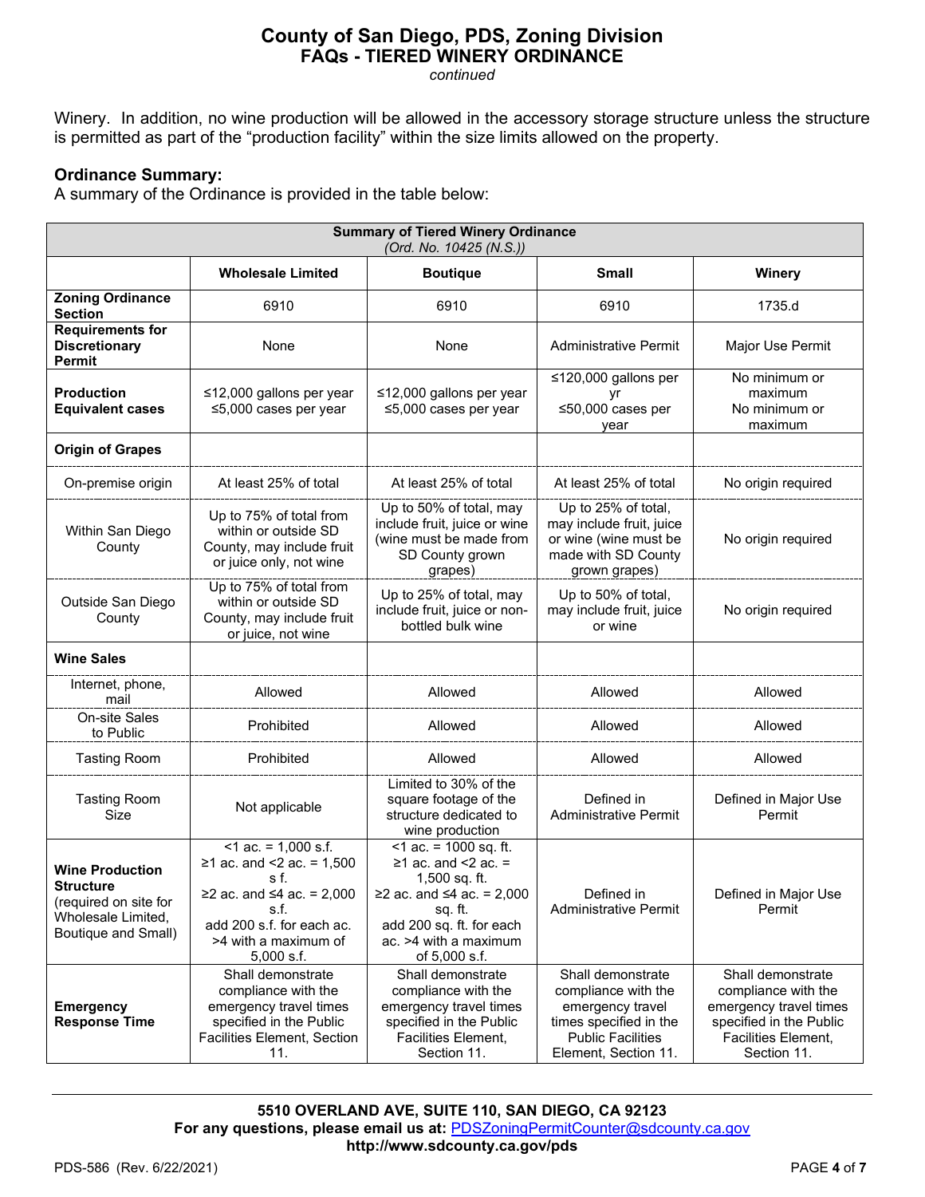Winery. In addition, no wine production will be allowed in the accessory storage structure unless the structure is permitted as part of the "production facility" within the size limits allowed on the property.

**Ordinance Summary:**
A summary of the Ordinance is provided in the table below:

| **Summary of Tiered Winery Ordinance** *(Ord. No. 10425 (N.S.))* | | | | |
|---|---|---|---|---|
| | **Wholesale Limited** | **Boutique** | **Small** | **Winery** |
| **Zoning Ordinance Section** | 6910 | 6910 | 6910 | 1735.d |
| **Requirements for Discretionary Permit** | None | None | Administrative Permit | Major Use Permit |
| **Production Equivalent cases** | ≤12,000 gallons per year ≤5,000 cases per year | ≤12,000 gallons per year ≤5,000 cases per year | ≤120,000 gallons per yr ≤50,000 cases per year | No minimum or maximum No minimum or maximum |
| **Origin of Grapes** | | | | |
| On-premise origin | At least 25% of total | At least 25% of total | At least 25% of total | No origin required |
| Within San Diego County | Up to 75% of total from within or outside SD County, may include fruit or juice only, not wine | Up to 50% of total, may include fruit, juice or wine (wine must be made from SD County grown grapes) | Up to 25% of total, may include fruit, juice or wine (wine must be made with SD County grown grapes) | No origin required |
| Outside San Diego County | Up to 75% of total from within or outside SD County, may include fruit or juice, not wine | Up to 25% of total, may include fruit, juice or non-bottled bulk wine | Up to 50% of total, may include fruit, juice or wine | No origin required |
| **Wine Sales** | | | | |
| Internet, phone, mail | Allowed | Allowed | Allowed | Allowed |
| On-site Sales to Public | Prohibited | Allowed | Allowed | Allowed |
| Tasting Room | Prohibited | Allowed | Allowed | Allowed |
| Tasting Room Size | Not applicable | Limited to 30% of the square footage of the structure dedicated to wine production | Defined in Administrative Permit | Defined in Major Use Permit |
| **Wine Production Structure** (required on site for Wholesale Limited, Boutique and Small) | <1 ac. = 1,000 s.f. ≥1 ac. and <2 ac. = 1,500 s f. ≥2 ac. and ≤4 ac. = 2,000 s.f. add 200 s.f. for each ac. >4 with a maximum of 5,000 s.f. | <1 ac. = 1000 sq. ft. ≥1 ac. and <2 ac. = 1,500 sq. ft. ≥2 ac. and ≤4 ac. = 2,000 sq. ft. add 200 sq. ft. for each ac. >4 with a maximum of 5,000 s.f. | Defined in Administrative Permit | Defined in Major Use Permit |
| **Emergency Response Time** | Shall demonstrate compliance with the emergency travel times specified in the Public Facilities Element, Section 11. | Shall demonstrate compliance with the emergency travel times specified in the Public Facilities Element, Section 11. | Shall demonstrate compliance with the emergency travel times specified in the Public Facilities Element, Section 11. | Shall demonstrate compliance with the emergency travel times specified in the Public Facilities Element, Section 11. |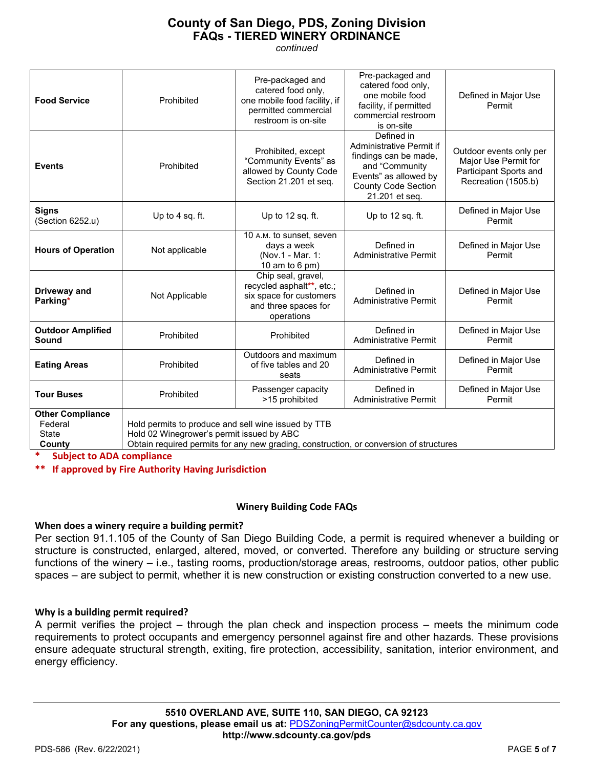# County of San Diego, PDS, Zoning Division
## FAQs - TIERED WINERY ORDINANCE
*continued*

| | | | | |
|---|---|---|---|---|
| **Food Service** | Prohibited | Pre-packaged and catered food only, one mobile food facility, if permitted commercial restroom is on-site | Pre-packaged and catered food only, one mobile food facility, if permitted commercial restroom is on-site | Defined in Major Use Permit |
| **Events** | Prohibited | Prohibited, except "Community Events" as allowed by County Code Section 21.201 et seq. | Defined in Administrative Permit if findings can be made, and "Community Events" as allowed by County Code Section 21.201 et seq. | Outdoor events only per Major Use Permit for Participant Sports and Recreation (1505.b) |
| **Signs** (Section 6252.u) | Up to 4 sq. ft. | Up to 12 sq. ft. | Up to 12 sq. ft. | Defined in Major Use Permit |
| **Hours of Operation** | Not applicable | 10 A.M. to sunset, seven days a week (Nov.1 - Mar. 1: 10 am to 6 pm) | Defined in Administrative Permit | Defined in Major Use Permit |
| **Driveway and Parking*** | Not Applicable | Chip seal, gravel, recycled asphalt**, etc.; six space for customers and three spaces for operations | Defined in Administrative Permit | Defined in Major Use Permit |
| **Outdoor Amplified Sound** | Prohibited | Prohibited | Defined in Administrative Permit | Defined in Major Use Permit |
| **Eating Areas** | Prohibited | Outdoors and maximum of five tables and 20 seats | Defined in Administrative Permit | Defined in Major Use Permit |
| **Tour Buses** | Prohibited | Passenger capacity >15 prohibited | Defined in Administrative Permit | Defined in Major Use Permit |
| **Other Compliance** Federal State **County** | Hold permits to produce and sell wine issued by TTB Hold 02 Winegrower's permit issued by ABC Obtain required permits for any new grading, construction, or conversion of structures | | | |

\* **Subject to ADA compliance**

\*\* **If approved by Fire Authority Having Jurisdiction**

### Winery Building Code FAQs

**When does a winery require a building permit?**

Per section 91.1.105 of the County of San Diego Building Code, a permit is required whenever a building or structure is constructed, enlarged, altered, moved, or converted. Therefore any building or structure serving functions of the winery – i.e., tasting rooms, production/storage areas, restrooms, outdoor patios, other public spaces – are subject to permit, whether it is new construction or existing construction converted to a new use.

**Why is a building permit required?**

A permit verifies the project – through the plan check and inspection process – meets the minimum code requirements to protect occupants and emergency personnel against fire and other hazards. These provisions ensure adequate structural strength, exiting, fire protection, accessibility, sanitation, interior environment, and energy efficiency.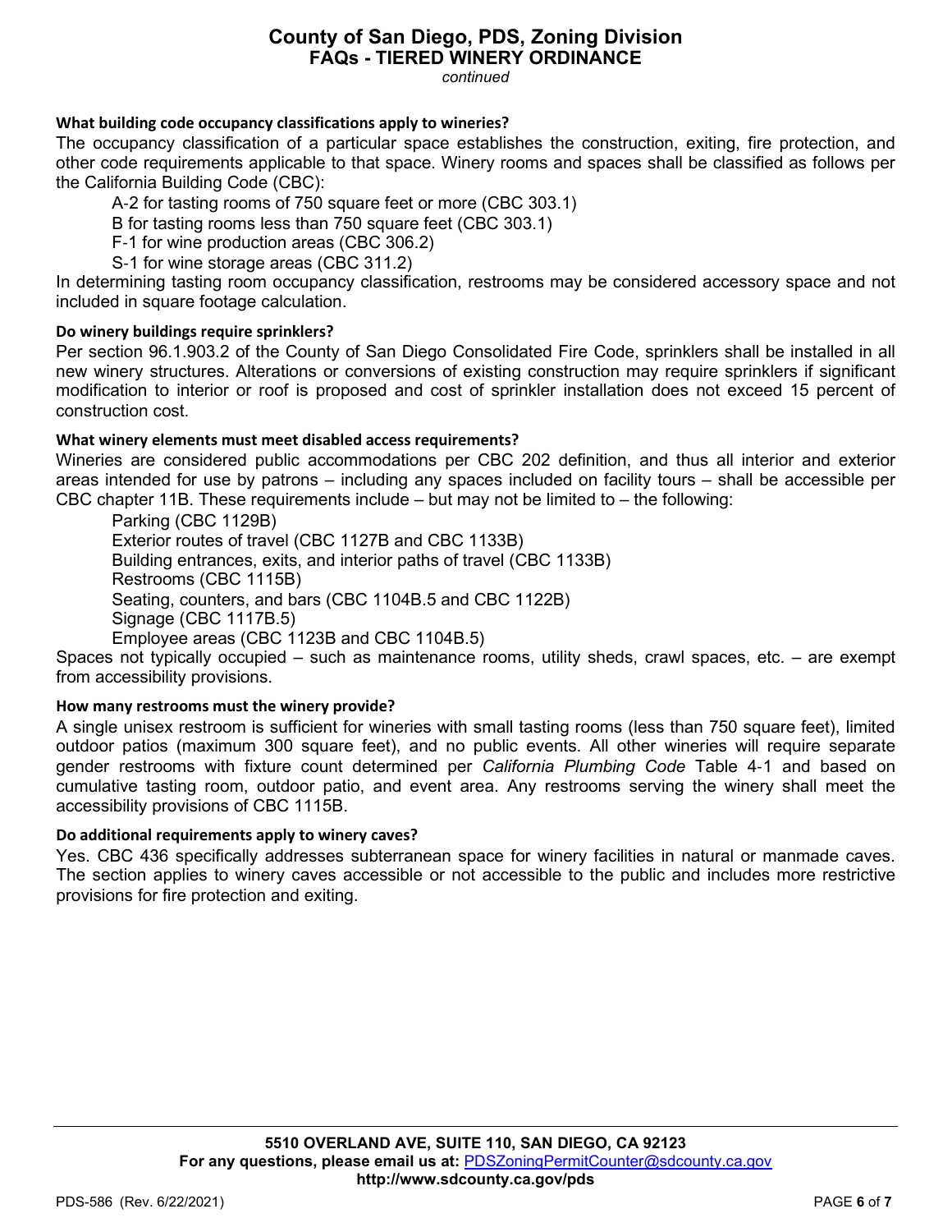# County of San Diego, PDS, Zoning Division
## FAQs - TIERED WINERY ORDINANCE
*continued*

**What building code occupancy classifications apply to wineries?**

The occupancy classification of a particular space establishes the construction, exiting, fire protection, and other code requirements applicable to that space. Winery rooms and spaces shall be classified as follows per the California Building Code (CBC):

- A-2 for tasting rooms of 750 square feet or more (CBC 303.1)
- B for tasting rooms less than 750 square feet (CBC 303.1)
- F-1 for wine production areas (CBC 306.2)
- S-1 for wine storage areas (CBC 311.2)

In determining tasting room occupancy classification, restrooms may be considered accessory space and not included in square footage calculation.

**Do winery buildings require sprinklers?**

Per section 96.1.903.2 of the County of San Diego Consolidated Fire Code, sprinklers shall be installed in all new winery structures. Alterations or conversions of existing construction may require sprinklers if significant modification to interior or roof is proposed and cost of sprinkler installation does not exceed 15 percent of construction cost.

**What winery elements must meet disabled access requirements?**

Wineries are considered public accommodations per CBC 202 definition, and thus all interior and exterior areas intended for use by patrons – including any spaces included on facility tours – shall be accessible per CBC chapter 11B. These requirements include – but may not be limited to – the following:

- Parking (CBC 1129B)
- Exterior routes of travel (CBC 1127B and CBC 1133B)
- Building entrances, exits, and interior paths of travel (CBC 1133B)
- Restrooms (CBC 1115B)
- Seating, counters, and bars (CBC 1104B.5 and CBC 1122B)
- Signage (CBC 1117B.5)
- Employee areas (CBC 1123B and CBC 1104B.5)

Spaces not typically occupied – such as maintenance rooms, utility sheds, crawl spaces, etc. – are exempt from accessibility provisions.

**How many restrooms must the winery provide?**

A single unisex restroom is sufficient for wineries with small tasting rooms (less than 750 square feet), limited outdoor patios (maximum 300 square feet), and no public events. All other wineries will require separate gender restrooms with fixture count determined per *California Plumbing Code* Table 4-1 and based on cumulative tasting room, outdoor patio, and event area. Any restrooms serving the winery shall meet the accessibility provisions of CBC 1115B.

**Do additional requirements apply to winery caves?**

Yes. CBC 436 specifically addresses subterranean space for winery facilities in natural or manmade caves. The section applies to winery caves accessible or not accessible to the public and includes more restrictive provisions for fire protection and exiting.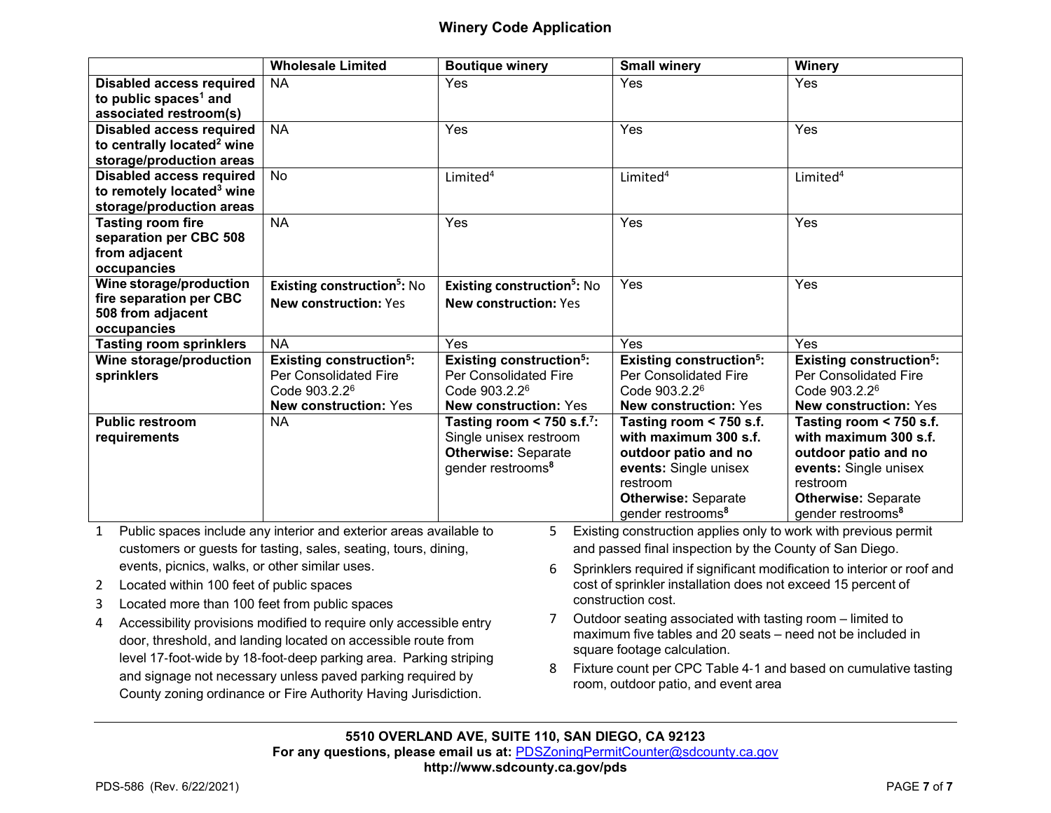## Winery Code Application

| | Wholesale Limited | Boutique winery | Small winery | Winery |
|---|---|---|---|---|
| **Disabled access required to public spaces[1] and associated restroom(s)** | NA | Yes | Yes | Yes |
| **Disabled access required to centrally located[2] wine storage/production areas** | NA | Yes | Yes | Yes |
| **Disabled access required to remotely located[3] wine storage/production areas** | No | Limited[4] | Limited[4] | Limited[4] |
| **Tasting room fire separation per CBC 508 from adjacent occupancies** | NA | Yes | Yes | Yes |
| **Wine storage/production fire separation per CBC 508 from adjacent occupancies** | **Existing construction[5]:** No **New construction:** Yes | **Existing construction[5]:** No **New construction:** Yes | Yes | Yes |
| **Tasting room sprinklers** | NA | Yes | Yes | Yes |
| **Wine storage/production sprinklers** | **Existing construction[5]:** Per Consolidated Fire Code 903.2.2[6] **New construction:** Yes | **Existing construction[5]:** Per Consolidated Fire Code 903.2.2[6] **New construction:** Yes | **Existing construction[5]:** Per Consolidated Fire Code 903.2.2[6] **New construction:** Yes | **Existing construction[5]:** Per Consolidated Fire Code 903.2.2[6] **New construction:** Yes |
| **Public restroom requirements** | NA | **Tasting room < 750 s.f.[7]:** Single unisex restroom **Otherwise:** Separate gender restrooms[8] | **Tasting room < 750 s.f. with maximum 300 s.f. outdoor patio and no events:** Single unisex restroom **Otherwise:** Separate gender restrooms[8] | **Tasting room < 750 s.f. with maximum 300 s.f. outdoor patio and no events:** Single unisex restroom **Otherwise:** Separate gender restrooms[8] |

1. Public spaces include any interior and exterior areas available to customers or guests for tasting, sales, seating, tours, dining, events, picnics, walks, or other similar uses.
2. Located within 100 feet of public spaces
3. Located more than 100 feet from public spaces
4. Accessibility provisions modified to require only accessible entry door, threshold, and landing located on accessible route from level 17-foot-wide by 18-foot-deep parking area. Parking striping and signage not necessary unless paved parking required by County zoning ordinance or Fire Authority Having Jurisdiction.
5. Existing construction applies only to work with previous permit and passed final inspection by the County of San Diego.
6. Sprinklers required if significant modification to interior or roof and cost of sprinkler installation does not exceed 15 percent of construction cost.
7. Outdoor seating associated with tasting room – limited to maximum five tables and 20 seats – need not be included in square footage calculation.
8. Fixture count per CPC Table 4-1 and based on cumulative tasting room, outdoor patio, and event area

**5510 OVERLAND AVE, SUITE 110, SAN DIEGO, CA 92123**
**For any questions, please email us at:** PDSZoningPermitCounter@sdcounty.ca.gov
**http://www.sdcounty.ca.gov/pds**

PDS-586 (Rev. 6/22/2021)